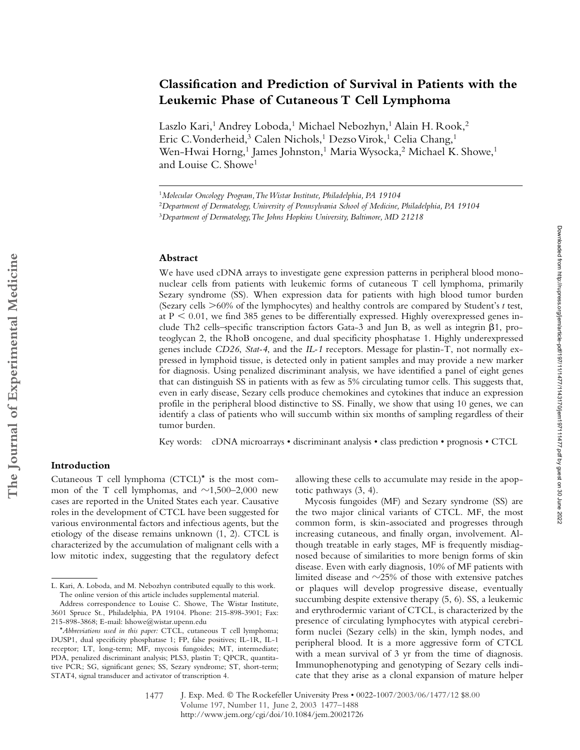# Classification and Prediction of Survival in Patients with the Leukemic Phase of Cutaneous T Cell Lymphoma

Laszlo Kari,[1] Andrey Loboda,[1] Michael Nebozhyn,[1] Alain H. Rook,[2] Eric C. Vonderheid,[3] Calen Nichols,[1] Dezso Virok,[1] Celia Chang,[1] Wen-Hwai Horng,[1] James Johnston,[1] Maria Wysocka,[2] Michael K. Showe,[1] and Louise C. Showe[1]

[1]*Molecular Oncology Program, The Wistar Institute, Philadelphia, PA 19104*
[2]*Department of Dermatology, University of Pennsylvania School of Medicine, Philadelphia, PA 19104*
[3]*Department of Dermatology, The Johns Hopkins University, Baltimore, MD 21218*

## Abstract

We have used cDNA arrays to investigate gene expression patterns in peripheral blood mononuclear cells from patients with leukemic forms of cutaneous T cell lymphoma, primarily Sezary syndrome (SS). When expression data for patients with high blood tumor burden (Sezary cells >60% of the lymphocytes) and healthy controls are compared by Student's *t* test, at $P < 0.01$, we find 385 genes to be differentially expressed. Highly overexpressed genes include Th2 cells–specific transcription factors Gata-3 and Jun B, as well as integrin β1, proteoglycan 2, the RhoB oncogene, and dual specificity phosphatase 1. Highly underexpressed genes include *CD26*, *Stat-4*, and the *IL-1* receptors. Message for plastin-T, not normally expressed in lymphoid tissue, is detected only in patient samples and may provide a new marker for diagnosis. Using penalized discriminant analysis, we have identified a panel of eight genes that can distinguish SS in patients with as few as 5% circulating tumor cells. This suggests that, even in early disease, Sezary cells produce chemokines and cytokines that induce an expression profile in the peripheral blood distinctive to SS. Finally, we show that using 10 genes, we can identify a class of patients who will succumb within six months of sampling regardless of their tumor burden.

Key words: cDNA microarrays • discriminant analysis • class prediction • prognosis • CTCL

## Introduction

Cutaneous T cell lymphoma (CTCL)* is the most common of the T cell lymphomas, and ~1,500–2,000 new cases are reported in the United States each year. Causative roles in the development of CTCL have been suggested for various environmental factors and infectious agents, but the etiology of the disease remains unknown (1, 2). CTCL is characterized by the accumulation of malignant cells with a low mitotic index, suggesting that the regulatory defect allowing these cells to accumulate may reside in the apoptotic pathways (3, 4).

Mycosis fungoides (MF) and Sezary syndrome (SS) are the two major clinical variants of CTCL. MF, the most common form, is skin-associated and progresses through increasing cutaneous, and finally organ, involvement. Although treatable in early stages, MF is frequently misdiagnosed because of similarities to more benign forms of skin disease. Even with early diagnosis, 10% of MF patients with limited disease and ~25% of those with extensive patches or plaques will develop progressive disease, eventually succumbing despite extensive therapy (5, 6). SS, a leukemic and erythrodermic variant of CTCL, is characterized by the presence of circulating lymphocytes with atypical cerebriform nuclei (Sezary cells) in the skin, lymph nodes, and peripheral blood. It is a more aggressive form of CTCL with a mean survival of 3 yr from the time of diagnosis. Immunophenotyping and genotyping of Sezary cells indicate that they arise as a clonal expansion of mature helper

---

L. Kari, A. Loboda, and M. Nebozhyn contributed equally to this work.
The online version of this article includes supplemental material.
Address correspondence to Louise C. Showe, The Wistar Institute, 3601 Spruce St., Philadelphia, PA 19104. Phone: 215-898-3901; Fax: 215-898-3868; E-mail: lshowe@wistar.upenn.edu

**Abbreviations used in this paper:* CTCL, cutaneous T cell lymphoma; DUSP1, dual specificity phosphatase 1; FP, false positives; IL-1R, IL-1 receptor; LT, long-term; MF, mycosis fungoides; MT, intermediate; PDA, penalized discriminant analysis; PLS3, plastin T; QPCR, quantitative PCR; SG, significant genes; SS, Sezary syndrome; ST, short-term; STAT4, signal transducer and activator of transcription 4.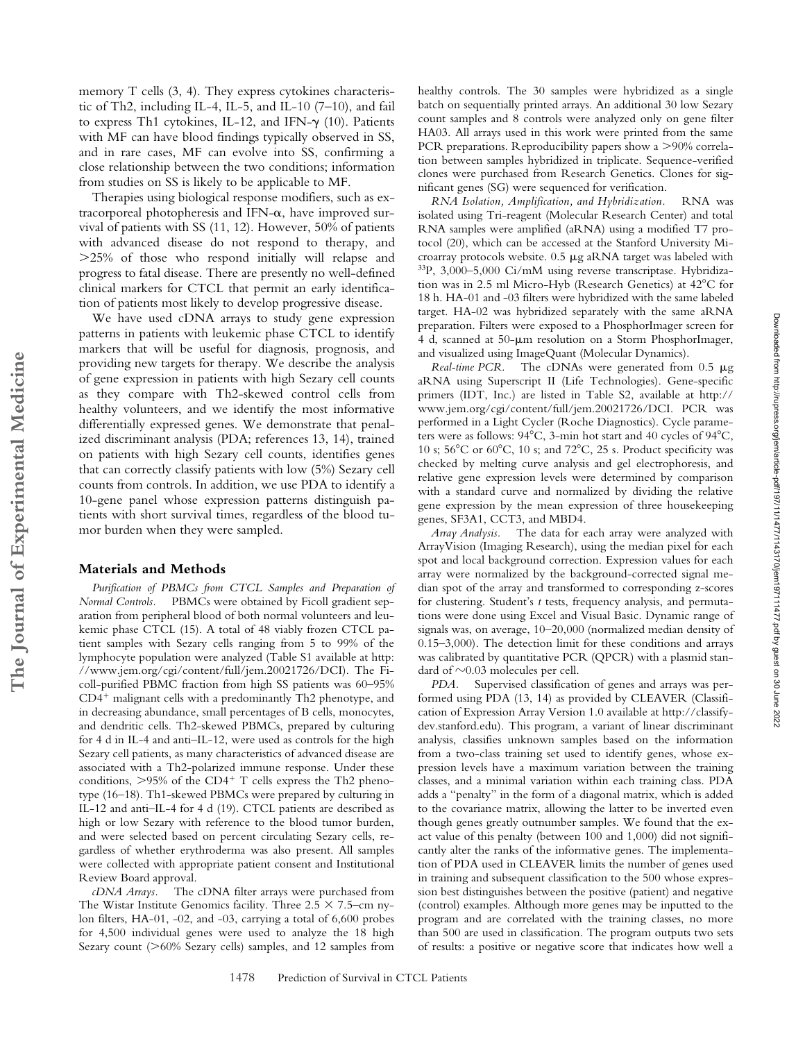memory T cells (3, 4). They express cytokines characteristic of Th2, including IL-4, IL-5, and IL-10 (7–10), and fail to express Th1 cytokines, IL-12, and IFN-γ (10). Patients with MF can have blood findings typically observed in SS, and in rare cases, MF can evolve into SS, confirming a close relationship between the two conditions; information from studies on SS is likely to be applicable to MF.

Therapies using biological response modifiers, such as extracorporeal photopheresis and IFN-α, have improved survival of patients with SS (11, 12). However, 50% of patients with advanced disease do not respond to therapy, and >25% of those who respond initially will relapse and progress to fatal disease. There are presently no well-defined clinical markers for CTCL that permit an early identification of patients most likely to develop progressive disease.

We have used cDNA arrays to study gene expression patterns in patients with leukemic phase CTCL to identify markers that will be useful for diagnosis, prognosis, and providing new targets for therapy. We describe the analysis of gene expression in patients with high Sezary cell counts as they compare with Th2-skewed control cells from healthy volunteers, and we identify the most informative differentially expressed genes. We demonstrate that penalized discriminant analysis (PDA; references 13, 14), trained on patients with high Sezary cell counts, identifies genes that can correctly classify patients with low (5%) Sezary cell counts from controls. In addition, we use PDA to identify a 10-gene panel whose expression patterns distinguish patients with short survival times, regardless of the blood tumor burden when they were sampled.

## Materials and Methods

*Purification of PBMCs from CTCL Samples and Preparation of Normal Controls.* PBMCs were obtained by Ficoll gradient separation from peripheral blood of both normal volunteers and leukemic phase CTCL (15). A total of 48 viably frozen CTCL patient samples with Sezary cells ranging from 5 to 99% of the lymphocyte population were analyzed (Table S1 available at http://www.jem.org/cgi/content/full/jem.20021726/DC1). The Ficoll-purified PBMC fraction from high SS patients was 60–95% $CD4^+$ malignant cells with a predominantly Th2 phenotype, and in decreasing abundance, small percentages of B cells, monocytes, and dendritic cells. Th2-skewed PBMCs, prepared by culturing for 4 d in IL-4 and anti–IL-12, were used as controls for the high Sezary cell patients, as many characteristics of advanced disease are associated with a Th2-polarized immune response. Under these conditions, >95% of the $CD4^+$ T cells express the Th2 phenotype (16–18). Th1-skewed PBMCs were prepared by culturing in IL-12 and anti–IL-4 for 4 d (19). CTCL patients are described as high or low Sezary with reference to the blood tumor burden, and were selected based on percent circulating Sezary cells, regardless of whether erythroderma was also present. All samples were collected with appropriate patient consent and Institutional Review Board approval.

*cDNA Arrays.* The cDNA filter arrays were purchased from The Wistar Institute Genomics facility. Three 2.5 × 7.5–cm nylon filters, HA-01, -02, and -03, carrying a total of 6,600 probes for 4,500 individual genes were used to analyze the 18 high Sezary count (>60% Sezary cells) samples, and 12 samples from healthy controls. The 30 samples were hybridized as a single batch on sequentially printed arrays. An additional 30 low Sezary count samples and 8 controls were analyzed only on gene filter HA03. All arrays used in this work were printed from the same PCR preparations. Reproducibility papers show a >90% correlation between samples hybridized in triplicate. Sequence-verified clones were purchased from Research Genetics. Clones for significant genes (SG) were sequenced for verification.

*RNA Isolation, Amplification, and Hybridization.* RNA was isolated using Tri-reagent (Molecular Research Center) and total RNA samples were amplified (aRNA) using a modified T7 protocol (20), which can be accessed at the Stanford University Microarray protocols website. 0.5 μg aRNA target was labeled with $^{33}P$, 3,000–5,000 Ci/mM using reverse transcriptase. Hybridization was in 2.5 ml Micro-Hyb (Research Genetics) at 42°C for 18 h. HA-01 and -03 filters were hybridized with the same labeled target. HA-02 was hybridized separately with the same aRNA preparation. Filters were exposed to a PhosphorImager screen for 4 d, scanned at 50-μm resolution on a Storm PhosphorImager, and visualized using ImageQuant (Molecular Dynamics).

*Real-time PCR.* The cDNAs were generated from 0.5 μg aRNA using Superscript II (Life Technologies). Gene-specific primers (IDT, Inc.) are listed in Table S2, available at http://www.jem.org/cgi/content/full/jem.20021726/DC1. PCR was performed in a Light Cycler (Roche Diagnostics). Cycle parameters were as follows: 94°C, 3-min hot start and 40 cycles of 94°C, 10 s; 56°C or 60°C, 10 s; and 72°C, 25 s. Product specificity was checked by melting curve analysis and gel electrophoresis, and relative gene expression levels were determined by comparison with a standard curve and normalized by dividing the relative gene expression by the mean expression of three housekeeping genes, SF3A1, CCT3, and MBD4.

*Array Analysis.* The data for each array were analyzed with ArrayVision (Imaging Research), using the median pixel for each spot and local background correction. Expression values for each array were normalized by the background-corrected signal median spot of the array and transformed to corresponding z-scores for clustering. Student's *t* tests, frequency analysis, and permutations were done using Excel and Visual Basic. Dynamic range of signals was, on average, 10–20,000 (normalized median density of 0.15–3,000). The detection limit for these conditions and arrays was calibrated by quantitative PCR (QPCR) with a plasmid standard of ~0.03 molecules per cell.

*PDA.* Supervised classification of genes and arrays was performed using PDA (13, 14) as provided by CLEAVER (Classification of Expression Array Version 1.0 available at http://classify-dev.stanford.edu). This program, a variant of linear discriminant analysis, classifies unknown samples based on the information from a two-class training set used to identify genes, whose expression levels have a maximum variation between the training classes, and a minimal variation within each training class. PDA adds a "penalty" in the form of a diagonal matrix, which is added to the covariance matrix, allowing the latter to be inverted even though genes greatly outnumber samples. We found that the exact value of this penalty (between 100 and 1,000) did not significantly alter the ranks of the informative genes. The implementation of PDA used in CLEAVER limits the number of genes used in training and subsequent classification to the 500 whose expression best distinguishes between the positive (patient) and negative (control) examples. Although more genes may be inputted to the program and are correlated with the training classes, no more than 500 are used in classification. The program outputs two sets of results: a positive or negative score that indicates how well a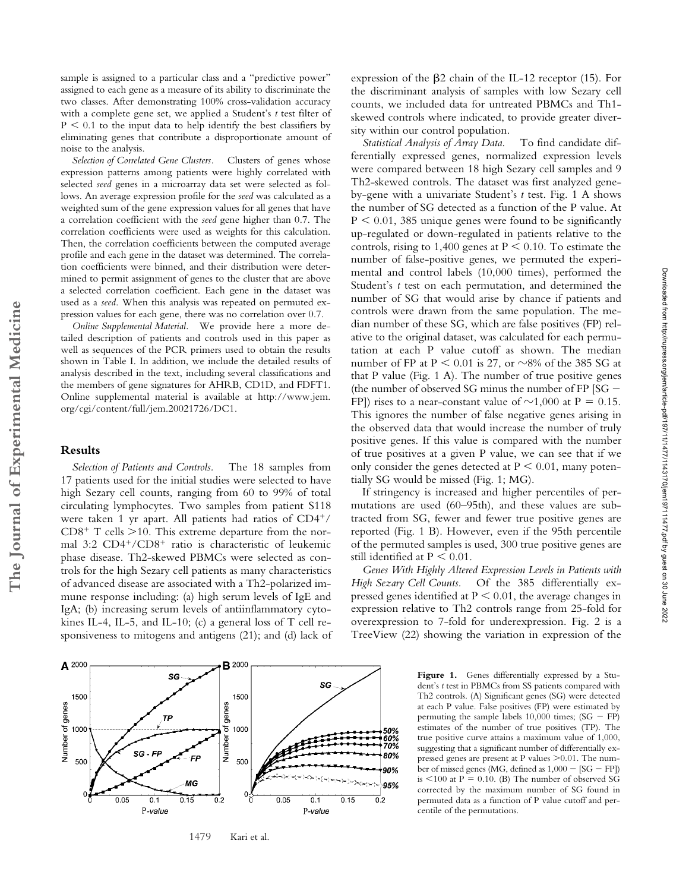sample is assigned to a particular class and a "predictive power" assigned to each gene as a measure of its ability to discriminate the two classes. After demonstrating 100% cross-validation accuracy with a complete gene set, we applied a Student's *t* test filter of $P < 0.1$ to the input data to help identify the best classifiers by eliminating genes that contribute a disproportionate amount of noise to the analysis.

*Selection of Correlated Gene Clusters.* Clusters of genes whose expression patterns among patients were highly correlated with selected *seed* genes in a microarray data set were selected as follows. An average expression profile for the *seed* was calculated as a weighted sum of the gene expression values for all genes that have a correlation coefficient with the *seed* gene higher than 0.7. The correlation coefficients were used as weights for this calculation. Then, the correlation coefficients between the computed average profile and each gene in the dataset was determined. The correlation coefficients were binned, and their distribution were determined to permit assignment of genes to the cluster that are above a selected correlation coefficient. Each gene in the dataset was used as a *seed*. When this analysis was repeated on permuted expression values for each gene, there was no correlation over 0.7.

*Online Supplemental Material.* We provide here a more detailed description of patients and controls used in this paper as well as sequences of the PCR primers used to obtain the results shown in Table I. In addition, we include the detailed results of analysis described in the text, including several classifications and the members of gene signatures for AHRB, CD1D, and FDFT1. Online supplemental material is available at http://www.jem.org/cgi/content/full/jem.20021726/DC1.

## Results

*Selection of Patients and Controls.* The 18 samples from 17 patients used for the initial studies were selected to have high Sezary cell counts, ranging from 60 to 99% of total circulating lymphocytes. Two samples from patient S118 were taken 1 yr apart. All patients had ratios of $CD4^+/CD8^+$ T cells >10. This extreme departure from the normal 3:2 $CD4^+/CD8^+$ ratio is characteristic of leukemic phase disease. Th2-skewed PBMCs were selected as controls for the high Sezary cell patients as many characteristics of advanced disease are associated with a Th2-polarized immune response including: (a) high serum levels of IgE and IgA; (b) increasing serum levels of antiinflammatory cytokines IL-4, IL-5, and IL-10; (c) a general loss of T cell responsiveness to mitogens and antigens (21); and (d) lack of expression of the β2 chain of the IL-12 receptor (15). For the discriminant analysis of samples with low Sezary cell counts, we included data for untreated PBMCs and Th1-skewed controls where indicated, to provide greater diversity within our control population.

*Statistical Analysis of Array Data.* To find candidate differentially expressed genes, normalized expression levels were compared between 18 high Sezary cell samples and 9 Th2-skewed controls. The dataset was first analyzed gene-by-gene with a univariate Student's *t* test. Fig. 1 A shows the number of SG detected as a function of the P value. At $P < 0.01$, 385 unique genes were found to be significantly up-regulated or down-regulated in patients relative to the controls, rising to 1,400 genes at $P < 0.10$. To estimate the number of false-positive genes, we permuted the experimental and control labels (10,000 times), performed the Student's *t* test on each permutation, and determined the number of SG that would arise by chance if patients and controls were drawn from the same population. The median number of these SG, which are false positives (FP) relative to the original dataset, was calculated for each permutation at each P value cutoff as shown. The median number of FP at $P < 0.01$ is 27, or ~8% of the 385 SG at that P value (Fig. 1 A). The number of true positive genes (the number of observed SG minus the number of FP [SG − FP]) rises to a near-constant value of ~1,000 at $P = 0.15$. This ignores the number of false negative genes arising in the observed data that would increase the number of truly positive genes. If this value is compared with the number of true positives at a given P value, we can see that if we only consider the genes detected at $P < 0.01$, many potentially SG would be missed (Fig. 1; MG).

If stringency is increased and higher percentiles of permutations are used (60–95th), and these values are subtracted from SG, fewer and fewer true positive genes are reported (Fig. 1 B). However, even if the 95th percentile of the permuted samples is used, 300 true positive genes are still identified at $P < 0.01$.

*Genes With Highly Altered Expression Levels in Patients with High Sezary Cell Counts.* Of the 385 differentially expressed genes identified at $P < 0.01$, the average changes in expression relative to Th2 controls range from 25-fold for overexpression to 7-fold for underexpression. Fig. 2 is a TreeView (22) showing the variation in expression of the

**Figure 1.** Genes differentially expressed by a Student's *t* test in PBMCs from SS patients compared with Th2 controls. (A) Significant genes (SG) were detected at each P value. False positives (FP) were estimated by permuting the sample labels 10,000 times; (SG − FP) estimates of the number of true positives (TP). The true positive curve attains a maximum value of 1,000, suggesting that a significant number of differentially expressed genes are present at P values >0.01. The number of missed genes (MG, defined as 1,000 − [SG − FP]) is <100 at $P = 0.10$. (B) The number of observed SG corrected by the maximum number of SG found in permuted data as a function of P value cutoff and percentile of the permutations.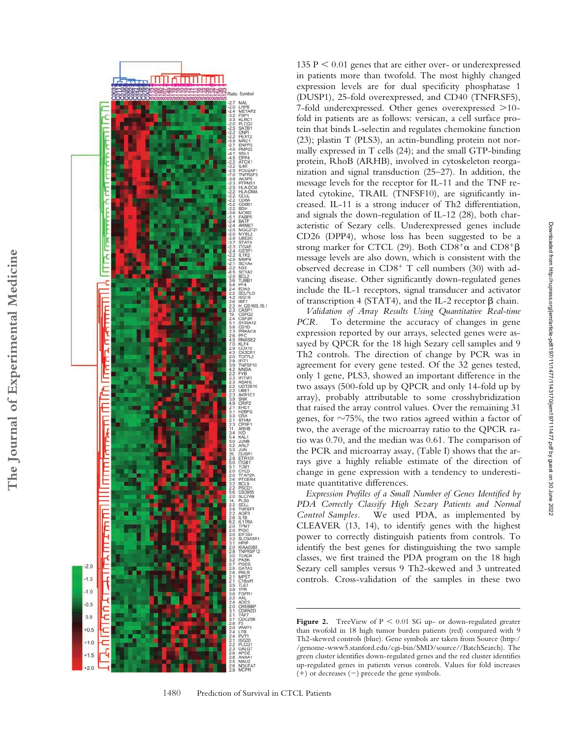135 $P < 0.01$ genes that are either over- or underexpressed in patients more than twofold. The most highly changed expression levels are for dual specificity phosphatase 1 (DUSP1), 25-fold overexpressed, and CD40 (TNFRSF5), 7-fold underexpressed. Other genes overexpressed >10-fold in patients are as follows: versican, a cell surface protein that binds L-selectin and regulates chemokine function (23); plastin T (PLS3), an actin-bundling protein not normally expressed in T cells (24); and the small GTP-binding protein, RhoB (ARHB), involved in cytoskeleton reorganization and signal transduction (25–27). In addition, the message levels for the receptor for IL-11 and the TNF related cytokine, TRAIL (TNFSF10), are significantly increased. IL-11 is a strong inducer of Th2 differentiation, and signals the down-regulation of IL-12 (28), both characteristic of Sezary cells. Underexpressed genes include CD26 (DPP4), whose loss has been suggested to be a strong marker for CTCL (29). Both $CD8^{+}\alpha$ and $CD8^{+}\beta$ message levels are also down, which is consistent with the observed decrease in $CD8^{+}$ T cell numbers (30) with advancing disease. Other significantly down-regulated genes include the IL-1 receptors, signal transducer and activator of transcription 4 (STAT4), and the IL-2 receptor β chain.

*Validation of Array Results Using Quantitative Real-time PCR.* To determine the accuracy of changes in gene expression reported by our arrays, selected genes were assayed by QPCR for the 18 high Sezary cell samples and 9 Th2 controls. The direction of change by PCR was in agreement for every gene tested. Of the 32 genes tested, only 1 gene, PLS3, showed an important difference in the two assays (500-fold up by QPCR and only 14-fold up by array), probably attributable to some crosshybridization that raised the array control values. Over the remaining 31 genes, for ~75%, the two ratios agreed within a factor of two, the average of the microarray ratio to the QPCR ratio was 0.70, and the median was 0.61. The comparison of the PCR and microarray assay, (Table I) shows that the arrays give a highly reliable estimate of the direction of change in gene expression with a tendency to underestimate quantitative differences.

*Expression Profiles of a Small Number of Genes Identified by PDA Correctly Classify High Sezary Patients and Normal Control Samples.* We used PDA, as implemented by CLEAVER (13, 14), to identify genes with the highest power to correctly distinguish patients from controls. To identify the best genes for distinguishing the two sample classes, we first trained the PDA program on the 18 high Sezary cell samples versus 9 Th2-skewed and 3 untreated controls. Cross-validation of the samples in these two

**Figure 2.** TreeView of $P < 0.01$ SG up- or down-regulated greater than twofold in 18 high tumor burden patients (red) compared with 9 Th2-skewed controls (blue). Gene symbols are taken from Source (http://genome-www5.stanford.edu/cgi-bin/SMD/source//BatchSearch). The green cluster identifies down-regulated genes and the red cluster identifies up-regulated genes in patients versus controls. Values for fold increases (+) or decreases (−) precede the gene symbols.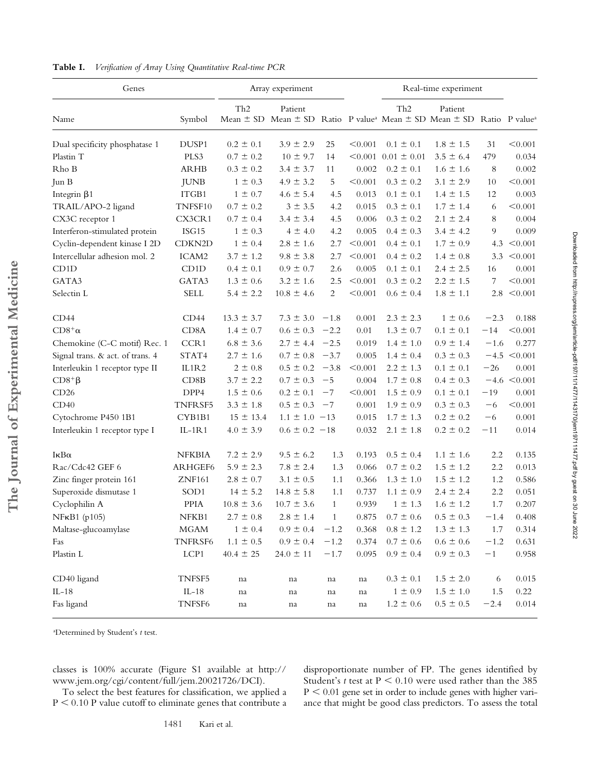**Table I.** *Verification of Array Using Quantitative Real-time PCR*

| Genes | | Array experiment | | | | Real-time experiment | | | |
|---|---|---|---|---|---|---|---|---|---|
| Name | Symbol | Th2 Mean ± SD | Patient Mean ± SD | Ratio | P value[a] | Th2 Mean ± SD | Patient Mean ± SD | Ratio | P value[a] |
| Dual specificity phosphatase 1 | DUSP1 | 0.2 ± 0.1 | 3.9 ± 2.9 | 25 | <0.001 | 0.1 ± 0.1 | 1.8 ± 1.5 | 31 | <0.001 |
| Plastin T | PLS3 | 0.7 ± 0.2 | 10 ± 9.7 | 14 | <0.001 | 0.01 ± 0.01 | 3.5 ± 6.4 | 479 | 0.034 |
| Rho B | ARHB | 0.3 ± 0.2 | 3.4 ± 3.7 | 11 | 0.002 | 0.2 ± 0.1 | 1.6 ± 1.6 | 8 | 0.002 |
| Jun B | JUNB | 1 ± 0.3 | 4.9 ± 3.2 | 5 | <0.001 | 0.3 ± 0.2 | 3.1 ± 2.9 | 10 | <0.001 |
| Integrin β1 | ITGB1 | 1 ± 0.7 | 4.6 ± 5.4 | 4.5 | 0.013 | 0.1 ± 0.1 | 1.4 ± 1.5 | 12 | 0.003 |
| TRAIL/APO-2 ligand | TNFSF10 | 0.7 ± 0.2 | 3 ± 3.5 | 4.2 | 0.015 | 0.3 ± 0.1 | 1.7 ± 1.4 | 6 | <0.001 |
| CX3C receptor 1 | CX3CR1 | 0.7 ± 0.4 | 3.4 ± 3.4 | 4.5 | 0.006 | 0.3 ± 0.2 | 2.1 ± 2.4 | 8 | 0.004 |
| Interferon-stimulated protein | ISG15 | 1 ± 0.3 | 4 ± 4.0 | 4.2 | 0.005 | 0.4 ± 0.3 | 3.4 ± 4.2 | 9 | 0.009 |
| Cyclin-dependent kinase I 2D | CDKN2D | 1 ± 0.4 | 2.8 ± 1.6 | 2.7 | <0.001 | 0.4 ± 0.1 | 1.7 ± 0.9 | 4.3 | <0.001 |
| Intercellular adhesion mol. 2 | ICAM2 | 3.7 ± 1.2 | 9.8 ± 3.8 | 2.7 | <0.001 | 0.4 ± 0.2 | 1.4 ± 0.8 | 3.3 | <0.001 |
| CD1D | CD1D | 0.4 ± 0.1 | 0.9 ± 0.7 | 2.6 | 0.005 | 0.1 ± 0.1 | 2.4 ± 2.5 | 16 | 0.001 |
| GATA3 | GATA3 | 1.3 ± 0.6 | 3.2 ± 1.6 | 2.5 | <0.001 | 0.3 ± 0.2 | 2.2 ± 1.5 | 7 | <0.001 |
| Selectin L | SELL | 5.4 ± 2.2 | 10.8 ± 4.6 | 2 | <0.001 | 0.6 ± 0.4 | 1.8 ± 1.1 | 2.8 | <0.001 |
| CD44 | CD44 | 13.3 ± 3.7 | 7.3 ± 3.0 | −1.8 | 0.001 | 2.3 ± 2.3 | 1 ± 0.6 | −2.3 | 0.188 |
| CD8[+]α | CD8A | 1.4 ± 0.7 | 0.6 ± 0.3 | −2.2 | 0.01 | 1.3 ± 0.7 | 0.1 ± 0.1 | −14 | <0.001 |
| Chemokine (C-C motif) Rec. 1 | CCR1 | 6.8 ± 3.6 | 2.7 ± 4.4 | −2.5 | 0.019 | 1.4 ± 1.0 | 0.9 ± 1.4 | −1.6 | 0.277 |
| Signal trans. & act. of trans. 4 | STAT4 | 2.7 ± 1.6 | 0.7 ± 0.8 | −3.7 | 0.005 | 1.4 ± 0.4 | 0.3 ± 0.3 | −4.5 | <0.001 |
| Interleukin 1 receptor type II | IL1R2 | 2 ± 0.8 | 0.5 ± 0.2 | −3.8 | <0.001 | 2.2 ± 1.3 | 0.1 ± 0.1 | −26 | 0.001 |
| CD8[+]β | CD8B | 3.7 ± 2.2 | 0.7 ± 0.3 | −5 | 0.004 | 1.7 ± 0.8 | 0.4 ± 0.3 | −4.6 | <0.001 |
| CD26 | DPP4 | 1.5 ± 0.6 | 0.2 ± 0.1 | −7 | <0.001 | 1.5 ± 0.9 | 0.1 ± 0.1 | −19 | 0.001 |
| CD40 | TNFRSF5 | 3.3 ± 1.8 | 0.5 ± 0.3 | −7 | 0.001 | 1.9 ± 0.9 | 0.3 ± 0.3 | −6 | <0.001 |
| Cytochrome P450 1B1 | CYB1B1 | 15 ± 13.4 | 1.1 ± 1.0 | −13 | 0.015 | 1.7 ± 1.3 | 0.2 ± 0.2 | −6 | 0.001 |
| Interleukin 1 receptor type I | IL-1R1 | 4.0 ± 3.9 | 0.6 ± 0.2 | −18 | 0.032 | 2.1 ± 1.8 | 0.2 ± 0.2 | −11 | 0.014 |
| IκBα | NFKBIA | 7.2 ± 2.9 | 9.5 ± 6.2 | 1.3 | 0.193 | 0.5 ± 0.4 | 1.1 ± 1.6 | 2.2 | 0.135 |
| Rac/Cdc42 GEF 6 | ARHGEF6 | 5.9 ± 2.3 | 7.8 ± 2.4 | 1.3 | 0.066 | 0.7 ± 0.2 | 1.5 ± 1.2 | 2.2 | 0.013 |
| Zinc finger protein 161 | ZNF161 | 2.8 ± 0.7 | 3.1 ± 0.5 | 1.1 | 0.366 | 1.3 ± 1.0 | 1.5 ± 1.2 | 1.2 | 0.586 |
| Superoxide dismutase 1 | SOD1 | 14 ± 5.2 | 14.8 ± 5.8 | 1.1 | 0.737 | 1.1 ± 0.9 | 2.4 ± 2.4 | 2.2 | 0.051 |
| Cyclophilin A | PPIA | 10.8 ± 3.6 | 10.7 ± 3.6 | 1 | 0.939 | 1 ± 1.3 | 1.6 ± 1.2 | 1.7 | 0.207 |
| NFκB1 (p105) | NFKB1 | 2.7 ± 0.8 | 2.8 ± 1.4 | 1 | 0.875 | 0.7 ± 0.6 | 0.5 ± 0.3 | −1.4 | 0.408 |
| Maltase-glucoamylase | MGAM | 1 ± 0.4 | 0.9 ± 0.4 | −1.2 | 0.368 | 0.8 ± 1.2 | 1.3 ± 1.3 | 1.7 | 0.314 |
| Fas | TNFRSF6 | 1.1 ± 0.5 | 0.9 ± 0.4 | −1.2 | 0.374 | 0.7 ± 0.6 | 0.6 ± 0.6 | −1.2 | 0.631 |
| Plastin L | LCP1 | 40.4 ± 25 | 24.0 ± 11 | −1.7 | 0.095 | 0.9 ± 0.4 | 0.9 ± 0.3 | −1 | 0.958 |
| CD40 ligand | TNFSF5 | na | na | na | na | 0.3 ± 0.1 | 1.5 ± 2.0 | 6 | 0.015 |
| IL-18 | IL-18 | na | na | na | na | 1 ± 0.9 | 1.5 ± 1.0 | 1.5 | 0.22 |
| Fas ligand | TNFSF6 | na | na | na | na | 1.2 ± 0.6 | 0.5 ± 0.5 | −2.4 | 0.014 |

[a]Determined by Student's *t* test.

classes is 100% accurate (Figure S1 available at http://www.jem.org/cgi/content/full/jem.20021726/DCI).

To select the best features for classification, we applied a $P < 0.10$ P value cutoff to eliminate genes that contribute a disproportionate number of FP. The genes identified by Student's *t* test at $P < 0.10$ were used rather than the 385 $P < 0.01$ gene set in order to include genes with higher variance that might be good class predictors. To assess the total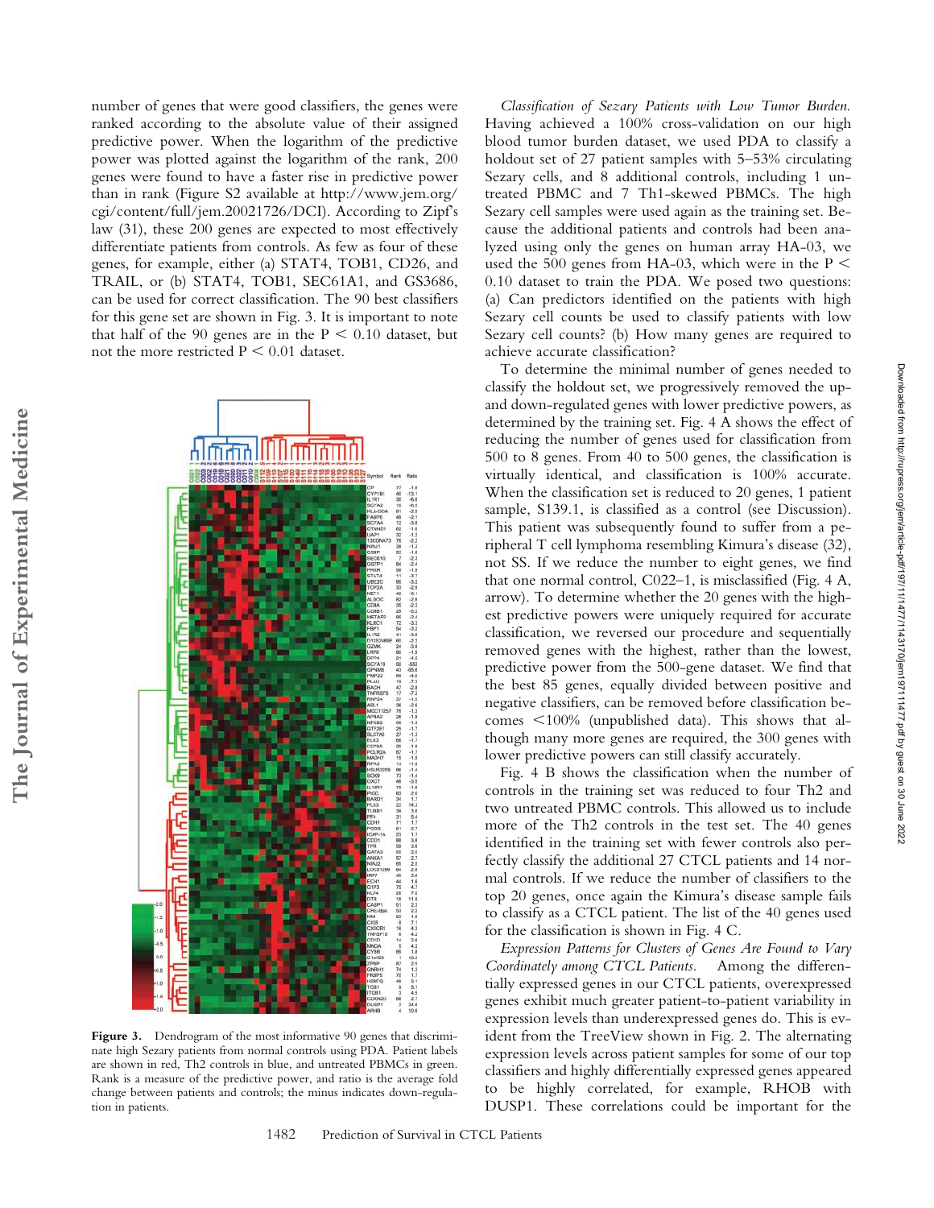number of genes that were good classifiers, the genes were ranked according to the absolute value of their assigned predictive power. When the logarithm of the predictive power was plotted against the logarithm of the rank, 200 genes were found to have a faster rise in predictive power than in rank (Figure S2 available at http://www.jem.org/cgi/content/full/jem.20021726/DC1). According to Zipf's law (31), these 200 genes are expected to most effectively differentiate patients from controls. As few as four of these genes, for example, either (a) STAT4, TOB1, CD26, and TRAIL, or (b) STAT4, TOB1, SEC61A1, and GS3686, can be used for correct classification. The 90 best classifiers for this gene set are shown in Fig. 3. It is important to note that half of the 90 genes are in the $P < 0.10$ dataset, but not the more restricted $P < 0.01$ dataset.

**Figure 3.** Dendrogram of the most informative 90 genes that discriminate high Sezary patients from normal controls using PDA. Patient labels are shown in red, Th2 controls in blue, and untreated PBMCs in green. Rank is a measure of the predictive power, and ratio is the average fold change between patients and controls; the minus indicates down-regulation in patients.

*Classification of Sezary Patients with Low Tumor Burden.* Having achieved a 100% cross-validation on our high blood tumor burden dataset, we used PDA to classify a holdout set of 27 patient samples with 5–53% circulating Sezary cells, and 8 additional controls, including 1 untreated PBMC and 7 Th1-skewed PBMCs. The high Sezary cell samples were used again as the training set. Because the additional patients and controls had been analyzed using only the genes on human array HA-03, we used the 500 genes from HA-03, which were in the $P < 0.10$ dataset to train the PDA. We posed two questions: (a) Can predictors identified on the patients with high Sezary cell counts be used to classify patients with low Sezary cell counts? (b) How many genes are required to achieve accurate classification?

To determine the minimal number of genes needed to classify the holdout set, we progressively removed the up- and down-regulated genes with lower predictive powers, as determined by the training set. Fig. 4 A shows the effect of reducing the number of genes used for classification from 500 to 8 genes. From 40 to 500 genes, the classification is virtually identical, and classification is 100% accurate. When the classification set is reduced to 20 genes, 1 patient sample, S139.1, is classified as a control (see Discussion). This patient was subsequently found to suffer from a peripheral T cell lymphoma resembling Kimura's disease (32), not SS. If we reduce the number to eight genes, we find that one normal control, C022–1, is misclassified (Fig. 4 A, arrow). To determine whether the 20 genes with the highest predictive powers were uniquely required for accurate classification, we reversed our procedure and sequentially removed genes with the highest, rather than the lowest, predictive power from the 500-gene dataset. We find that the best 85 genes, equally divided between positive and negative classifiers, can be removed before classification becomes <100% (unpublished data). This shows that although many more genes are required, the 300 genes with lower predictive powers can still classify accurately.

Fig. 4 B shows the classification when the number of controls in the training set was reduced to four Th2 and two untreated PBMC controls. This allowed us to include more of the Th2 controls in the test set. The 40 genes identified in the training set with fewer controls also perfectly classify the additional 27 CTCL patients and 14 normal controls. If we reduce the number of classifiers to the top 20 genes, once again the Kimura's disease sample fails to classify as a CTCL patient. The list of the 40 genes used for the classification is shown in Fig. 4 C.

*Expression Patterns for Clusters of Genes Are Found to Vary Coordinately among CTCL Patients.* Among the differentially expressed genes in our CTCL patients, overexpressed genes exhibit much greater patient-to-patient variability in expression levels than underexpressed genes do. This is evident from the TreeView shown in Fig. 2. The alternating expression levels across patient samples for some of our top classifiers and highly differentially expressed genes appeared to be highly correlated, for example, RHOB with DUSP1. These correlations could be important for the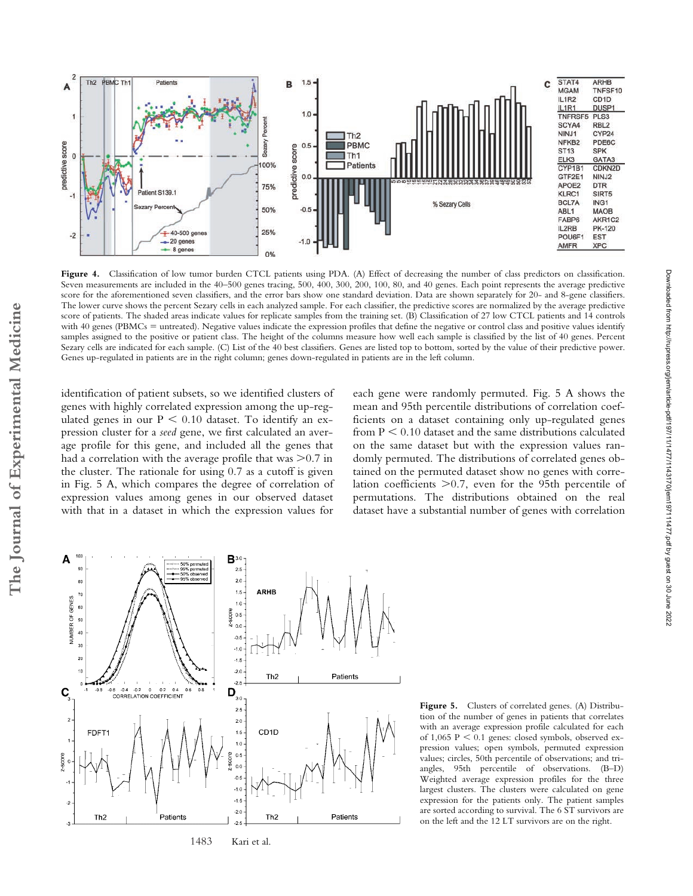| | |
|---|---|
| STAT4 | ARHB |
| MGAM | TNFSF10 |
| IL1R2 | CD1D |
| IL1R1 | DUSP1 |
| TNFRSF5 | PLS3 |
| SCYA4 | RBL2 |
| NINJ1 | CYP24 |
| NFKB2 | PDE6C |
| ST13 | SPK |
| ELK3 | GATA3 |
| CYP1B1 | CDKN2D |
| GTF2E1 | NINJ2 |
| APOE2 | DTR |
| KLRC1 | SIRT5 |
| BCL7A | ING1 |
| ABL1 | MAOB |
| FABP6 | AKR1C2 |
| IL2RB | PK-120 |
| POU6F1 | EST |
| AMFR | XPC |

**Figure 4.** Classification of low tumor burden CTCL patients using PDA. (A) Effect of decreasing the number of class predictors on classification. Seven measurements are included in the 40–500 genes tracing, 500, 400, 300, 200, 100, 80, and 40 genes. Each point represents the average predictive score for the aforementioned seven classifiers, and the error bars show one standard deviation. Data are shown separately for 20- and 8-gene classifiers. The lower curve shows the percent Sezary cells in each analyzed sample. For each classifier, the predictive scores are normalized by the average predictive score of patients. The shaded areas indicate values for replicate samples from the training set. (B) Classification of 27 low CTCL patients and 14 controls with 40 genes (PBMCs = untreated). Negative values indicate the expression profiles that define the negative or control class and positive values identify samples assigned to the positive or patient class. The height of the columns measure how well each sample is classified by the list of 40 genes. Percent Sezary cells are indicated for each sample. (C) List of the 40 best classifiers. Genes are listed top to bottom, sorted by the value of their predictive power. Genes up-regulated in patients are in the right column; genes down-regulated in patients are in the left column.

identification of patient subsets, so we identified clusters of genes with highly correlated expression among the up-regulated genes in our $P < 0.10$ dataset. To identify an expression cluster for a *seed* gene, we first calculated an average profile for this gene, and included all the genes that had a correlation with the average profile that was $>0.7$ in the cluster. The rationale for using 0.7 as a cutoff is given in Fig. 5 A, which compares the degree of correlation of expression values among genes in our observed dataset with that in a dataset in which the expression values for each gene were randomly permuted. Fig. 5 A shows the mean and 95th percentile distributions of correlation coefficients on a dataset containing only up-regulated genes from $P < 0.10$ dataset and the same distributions calculated on the same dataset but with the expression values randomly permuted. The distributions of correlated genes obtained on the permuted dataset show no genes with correlation coefficients $>0.7$, even for the 95th percentile of permutations. The distributions obtained on the real dataset have a substantial number of genes with correlation

**Figure 5.** Clusters of correlated genes. (A) Distribution of the number of genes in patients that correlates with an average expression profile calculated for each of 1,065 $P < 0.1$ genes: closed symbols, observed expression values; open symbols, permuted expression values; circles, 50th percentile of observations; and triangles, 95th percentile of observations. (B–D) Weighted average expression profiles for the three largest clusters. The clusters were calculated on gene expression for the patients only. The patient samples are sorted according to survival. The 6 ST survivors are on the left and the 12 LT survivors are on the right.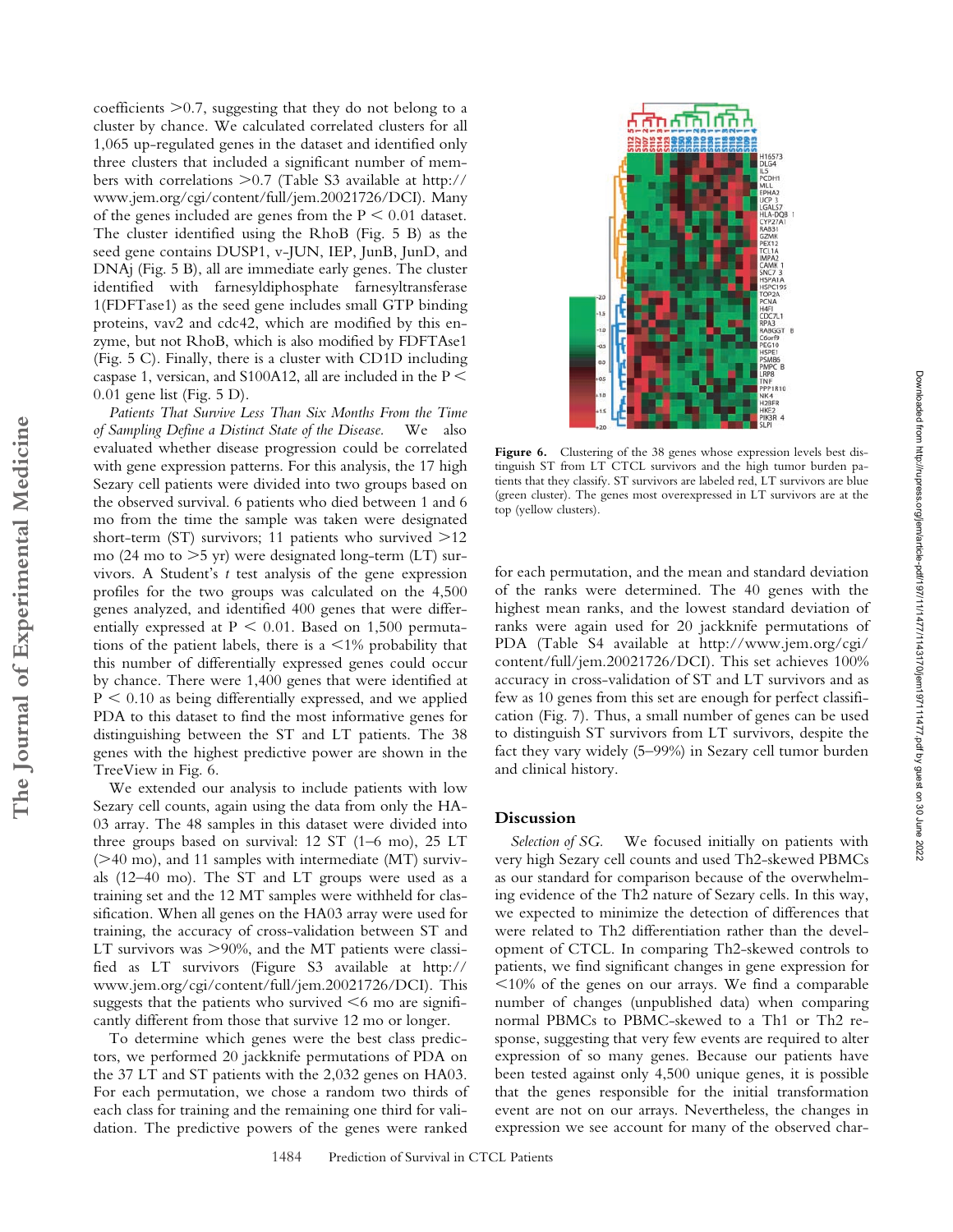coefficients >0.7, suggesting that they do not belong to a cluster by chance. We calculated correlated clusters for all 1,065 up-regulated genes in the dataset and identified only three clusters that included a significant number of members with correlations >0.7 (Table S3 available at http://www.jem.org/cgi/content/full/jem.20021726/DCI). Many of the genes included are genes from the $P < 0.01$ dataset. The cluster identified using the RhoB (Fig. 5 B) as the seed gene contains DUSP1, v-JUN, IEP, JunB, JunD, and DNAj (Fig. 5 B), all are immediate early genes. The cluster identified with farnesyldiphosphate farnesyltransferase 1(FDFTase1) as the seed gene includes small GTP binding proteins, vav2 and cdc42, which are modified by this enzyme, but not RhoB, which is also modified by FDFTAse1 (Fig. 5 C). Finally, there is a cluster with CD1D including caspase 1, versican, and S100A12, all are included in the $P < 0.01$ gene list (Fig. 5 D).

*Patients That Survive Less Than Six Months From the Time of Sampling Define a Distinct State of the Disease.* We also evaluated whether disease progression could be correlated with gene expression patterns. For this analysis, the 17 high Sezary cell patients were divided into two groups based on the observed survival. 6 patients who died between 1 and 6 mo from the time the sample was taken were designated short-term (ST) survivors; 11 patients who survived >12 mo (24 mo to >5 yr) were designated long-term (LT) survivors. A Student's *t* test analysis of the gene expression profiles for the two groups was calculated on the 4,500 genes analyzed, and identified 400 genes that were differentially expressed at $P < 0.01$. Based on 1,500 permutations of the patient labels, there is a <1% probability that this number of differentially expressed genes could occur by chance. There were 1,400 genes that were identified at $P < 0.10$ as being differentially expressed, and we applied PDA to this dataset to find the most informative genes for distinguishing between the ST and LT patients. The 38 genes with the highest predictive power are shown in the TreeView in Fig. 6.

We extended our analysis to include patients with low Sezary cell counts, again using the data from only the HA-03 array. The 48 samples in this dataset were divided into three groups based on survival: 12 ST (1–6 mo), 25 LT (>40 mo), and 11 samples with intermediate (MT) survivals (12–40 mo). The ST and LT groups were used as a training set and the 12 MT samples were withheld for classification. When all genes on the HA03 array were used for training, the accuracy of cross-validation between ST and LT survivors was >90%, and the MT patients were classified as LT survivors (Figure S3 available at http://www.jem.org/cgi/content/full/jem.20021726/DCI). This suggests that the patients who survived <6 mo are significantly different from those that survive 12 mo or longer.

To determine which genes were the best class predictors, we performed 20 jackknife permutations of PDA on the 37 LT and ST patients with the 2,032 genes on HA03. For each permutation, we chose a random two thirds of each class for training and the remaining one third for validation. The predictive powers of the genes were ranked for each permutation, and the mean and standard deviation of the ranks were determined. The 40 genes with the highest mean ranks, and the lowest standard deviation of ranks were again used for 20 jackknife permutations of PDA (Table S4 available at http://www.jem.org/cgi/content/full/jem.20021726/DCI). This set achieves 100% accuracy in cross-validation of ST and LT survivors and as few as 10 genes from this set are enough for perfect classification (Fig. 7). Thus, a small number of genes can be used to distinguish ST survivors from LT survivors, despite the fact they vary widely (5–99%) in Sezary cell tumor burden and clinical history.

**Figure 6.** Clustering of the 38 genes whose expression levels best distinguish ST from LT CTCL survivors and the high tumor burden patients that they classify. ST survivors are labeled red, LT survivors are blue (green cluster). The genes most overexpressed in LT survivors are at the top (yellow clusters).

## Discussion

*Selection of SG.* We focused initially on patients with very high Sezary cell counts and used Th2-skewed PBMCs as our standard for comparison because of the overwhelming evidence of the Th2 nature of Sezary cells. In this way, we expected to minimize the detection of differences that were related to Th2 differentiation rather than the development of CTCL. In comparing Th2-skewed controls to patients, we find significant changes in gene expression for <10% of the genes on our arrays. We find a comparable number of changes (unpublished data) when comparing normal PBMCs to PBMC-skewed to a Th1 or Th2 response, suggesting that very few events are required to alter expression of so many genes. Because our patients have been tested against only 4,500 unique genes, it is possible that the genes responsible for the initial transformation event are not on our arrays. Nevertheless, the changes in expression we see account for many of the observed char-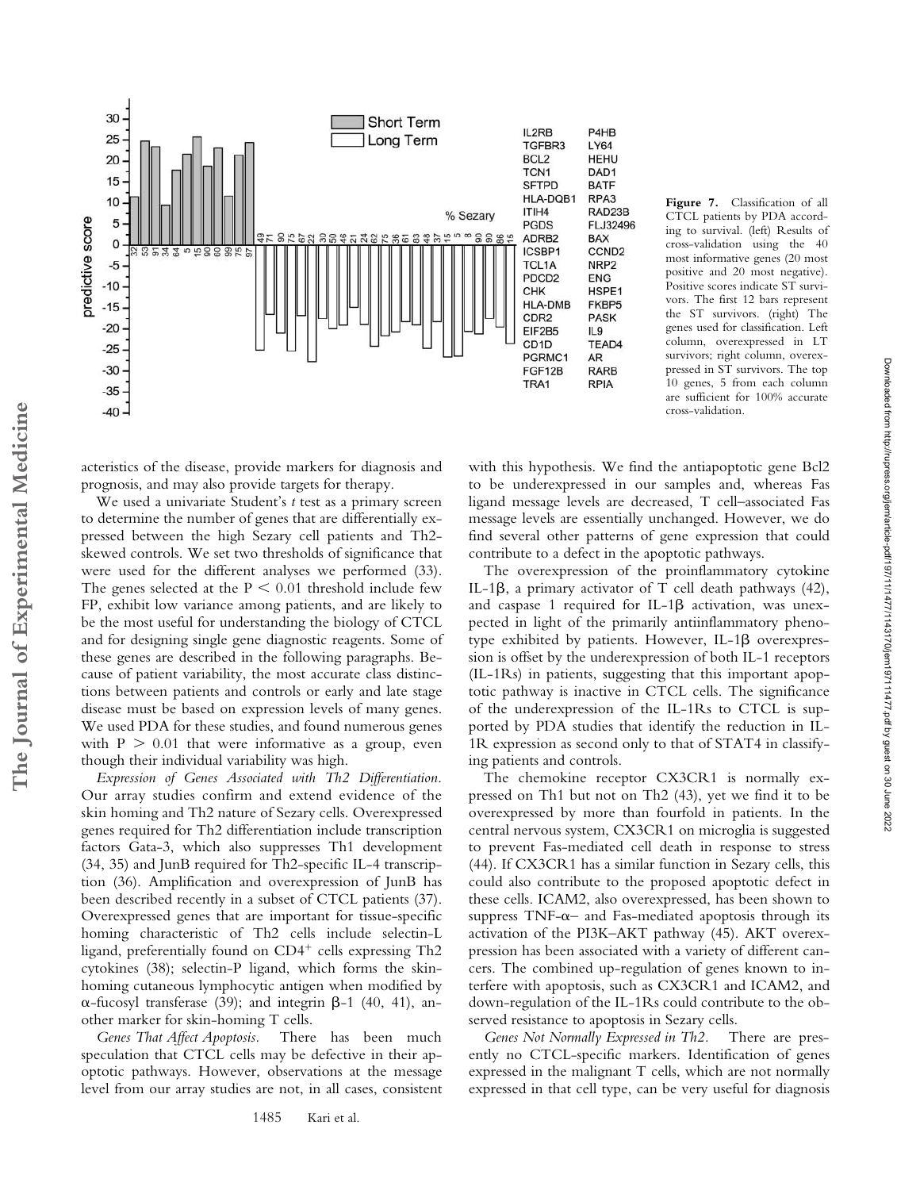**Figure 7.** Classification of all CTCL patients by PDA according to survival. (left) Results of cross-validation using the 40 most informative genes (20 most positive and 20 most negative). Positive scores indicate ST survivors. The first 12 bars represent the ST survivors. (right) The genes used for classification. Left column, overexpressed in LT survivors; right column, overexpressed in ST survivors. The top 10 genes, 5 from each column are sufficient for 100% accurate cross-validation.

| | |
|---|---|
| IL2RB | P4HB |
| TGFBR3 | LY64 |
| BCL2 | HEHU |
| TCN1 | DAD1 |
| SFTPD | BATF |
| HLA-DQB1 | RPA3 |
| ITIH4 | RAD23B |
| PGDS | FLJ32496 |
| ADRB2 | BAX |
| ICSBP1 | CCND2 |
| TCL1A | NRP2 |
| PDCD2 | ENG |
| CHK | HSPE1 |
| HLA-DMB | FKBP5 |
| CDR2 | PASK |
| EIF2B5 | IL9 |
| CD1D | TEAD4 |
| PGRMC1 | AR |
| FGF12B | RARB |
| TRA1 | RPIA |

acteristics of the disease, provide markers for diagnosis and prognosis, and may also provide targets for therapy.

We used a univariate Student's *t* test as a primary screen to determine the number of genes that are differentially expressed between the high Sezary cell patients and Th2-skewed controls. We set two thresholds of significance that were used for the different analyses we performed (33). The genes selected at the $P < 0.01$ threshold include few FP, exhibit low variance among patients, and are likely to be the most useful for understanding the biology of CTCL and for designing single gene diagnostic reagents. Some of these genes are described in the following paragraphs. Because of patient variability, the most accurate class distinctions between patients and controls or early and late stage disease must be based on expression levels of many genes. We used PDA for these studies, and found numerous genes with $P > 0.01$ that were informative as a group, even though their individual variability was high.

*Expression of Genes Associated with Th2 Differentiation.* Our array studies confirm and extend evidence of the skin homing and Th2 nature of Sezary cells. Overexpressed genes required for Th2 differentiation include transcription factors Gata-3, which also suppresses Th1 development (34, 35) and JunB required for Th2-specific IL-4 transcription (36). Amplification and overexpression of JunB has been described recently in a subset of CTCL patients (37). Overexpressed genes that are important for tissue-specific homing characteristic of Th2 cells include selectin-L ligand, preferentially found on $CD4^+$ cells expressing Th2 cytokines (38); selectin-P ligand, which forms the skin-homing cutaneous lymphocytic antigen when modified by $\alpha$-fucosyl transferase (39); and integrin $\beta$-1 (40, 41), another marker for skin-homing T cells.

*Genes That Affect Apoptosis.* There has been much speculation that CTCL cells may be defective in their apoptotic pathways. However, observations at the message level from our array studies are not, in all cases, consistent with this hypothesis. We find the antiapoptotic gene Bcl2 to be underexpressed in our samples and, whereas Fas ligand message levels are decreased, T cell–associated Fas message levels are essentially unchanged. However, we do find several other patterns of gene expression that could contribute to a defect in the apoptotic pathways.

The overexpression of the proinflammatory cytokine IL-1$\beta$, a primary activator of T cell death pathways (42), and caspase 1 required for IL-1$\beta$ activation, was unexpected in light of the primarily antiinflammatory phenotype exhibited by patients. However, IL-1$\beta$ overexpression is offset by the underexpression of both IL-1 receptors (IL-1Rs) in patients, suggesting that this important apoptotic pathway is inactive in CTCL cells. The significance of the underexpression of the IL-1Rs to CTCL is supported by PDA studies that identify the reduction in IL-1R expression as second only to that of STAT4 in classifying patients and controls.

The chemokine receptor CX3CR1 is normally expressed on Th1 but not on Th2 (43), yet we find it to be overexpressed by more than fourfold in patients. In the central nervous system, CX3CR1 on microglia is suggested to prevent Fas-mediated cell death in response to stress (44). If CX3CR1 has a similar function in Sezary cells, this could also contribute to the proposed apoptotic defect in these cells. ICAM2, also overexpressed, has been shown to suppress TNF-$\alpha$– and Fas-mediated apoptosis through its activation of the PI3K–AKT pathway (45). AKT overexpression has been associated with a variety of different cancers. The combined up-regulation of genes known to interfere with apoptosis, such as CX3CR1 and ICAM2, and down-regulation of the IL-1Rs could contribute to the observed resistance to apoptosis in Sezary cells.

*Genes Not Normally Expressed in Th2.* There are presently no CTCL-specific markers. Identification of genes expressed in the malignant T cells, which are not normally expressed in that cell type, can be very useful for diagnosis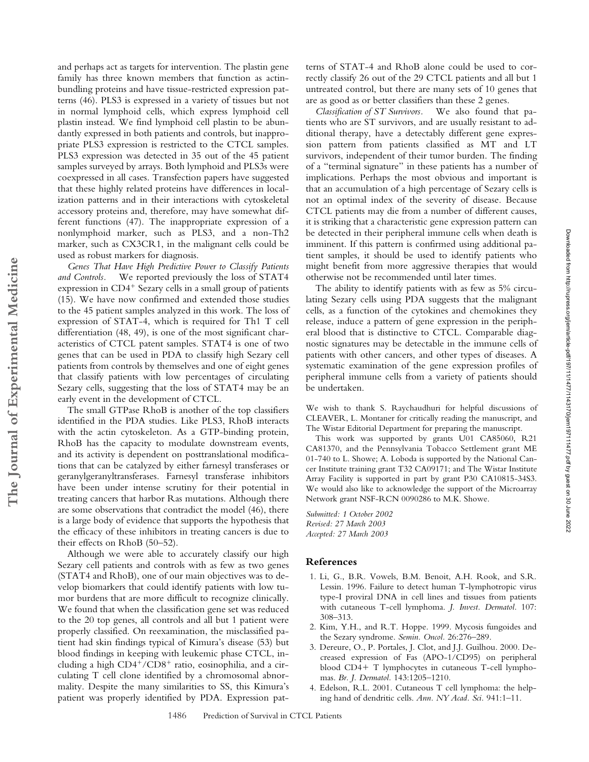and perhaps act as targets for intervention. The plastin gene family has three known members that function as actin-bundling proteins and have tissue-restricted expression patterns (46). PLS3 is expressed in a variety of tissues but not in normal lymphoid cells, which express lymphoid cell plastin instead. We find lymphoid cell plastin to be abundantly expressed in both patients and controls, but inappropriate PLS3 expression is restricted to the CTCL samples. PLS3 expression was detected in 35 out of the 45 patient samples surveyed by arrays. Both lymphoid and PLS3s were coexpressed in all cases. Transfection papers have suggested that these highly related proteins have differences in localization patterns and in their interactions with cytoskeletal accessory proteins and, therefore, may have somewhat different functions (47). The inappropriate expression of a nonlymphoid marker, such as PLS3, and a non-Th2 marker, such as CX3CR1, in the malignant cells could be used as robust markers for diagnosis.

*Genes That Have High Predictive Power to Classify Patients and Controls.* We reported previously the loss of STAT4 expression in $CD4^+$ Sezary cells in a small group of patients (15). We have now confirmed and extended those studies to the 45 patient samples analyzed in this work. The loss of expression of STAT-4, which is required for Th1 T cell differentiation (48, 49), is one of the most significant characteristics of CTCL patent samples. STAT4 is one of two genes that can be used in PDA to classify high Sezary cell patients from controls by themselves and one of eight genes that classify patients with low percentages of circulating Sezary cells, suggesting that the loss of STAT4 may be an early event in the development of CTCL.

The small GTPase RhoB is another of the top classifiers identified in the PDA studies. Like PLS3, RhoB interacts with the actin cytoskeleton. As a GTP-binding protein, RhoB has the capacity to modulate downstream events, and its activity is dependent on posttranslational modifications that can be catalyzed by either farnesyl transferases or geranylgeranyltransferases. Farnesyl transferase inhibitors have been under intense scrutiny for their potential in treating cancers that harbor Ras mutations. Although there are some observations that contradict the model (46), there is a large body of evidence that supports the hypothesis that the efficacy of these inhibitors in treating cancers is due to their effects on RhoB (50–52).

Although we were able to accurately classify our high Sezary cell patients and controls with as few as two genes (STAT4 and RhoB), one of our main objectives was to develop biomarkers that could identify patients with low tumor burdens that are more difficult to recognize clinically. We found that when the classification gene set was reduced to the 20 top genes, all controls and all but 1 patient were properly classified. On reexamination, the misclassified patient had skin findings typical of Kimura's disease (53) but blood findings in keeping with leukemic phase CTCL, including a high $CD4^+/CD8^+$ ratio, eosinophilia, and a circulating T cell clone identified by a chromosomal abnormality. Despite the many similarities to SS, this Kimura's patient was properly identified by PDA. Expression patterns of STAT-4 and RhoB alone could be used to correctly classify 26 out of the 29 CTCL patients and all but 1 untreated control, but there are many sets of 10 genes that are as good as or better classifiers than these 2 genes.

*Classification of ST Survivors.* We also found that patients who are ST survivors, and are usually resistant to additional therapy, have a detectably different gene expression pattern from patients classified as MT and LT survivors, independent of their tumor burden. The finding of a "terminal signature" in these patients has a number of implications. Perhaps the most obvious and important is that an accumulation of a high percentage of Sezary cells is not an optimal index of the severity of disease. Because CTCL patients may die from a number of different causes, it is striking that a characteristic gene expression pattern can be detected in their peripheral immune cells when death is imminent. If this pattern is confirmed using additional patient samples, it should be used to identify patients who might benefit from more aggressive therapies that would otherwise not be recommended until later times.

The ability to identify patients with as few as 5% circulating Sezary cells using PDA suggests that the malignant cells, as a function of the cytokines and chemokines they release, induce a pattern of gene expression in the peripheral blood that is distinctive to CTCL. Comparable diagnostic signatures may be detectable in the immune cells of patients with other cancers, and other types of diseases. A systematic examination of the gene expression profiles of peripheral immune cells from a variety of patients should be undertaken.

We wish to thank S. Raychaudhuri for helpful discussions of CLEAVER, L. Montaner for critically reading the manuscript, and The Wistar Editorial Department for preparing the manuscript.

This work was supported by grants U01 CA85060, R21 CA81370, and the Pennsylvania Tobacco Settlement grant ME 01-740 to L. Showe; A. Loboda is supported by the National Cancer Institute training grant T32 CA09171; and The Wistar Institute Array Facility is supported in part by grant P30 CA10815-34S3. We would also like to acknowledge the support of the Microarray Network grant NSF-RCN 0090286 to M.K. Showe.

*Submitted: 1 October 2002*
*Revised: 27 March 2003*
*Accepted: 27 March 2003*

## References

1. Li, G., B.R. Vowels, B.M. Benoit, A.H. Rook, and S.R. Lessin. 1996. Failure to detect human T-lymphotropic virus type-I proviral DNA in cell lines and tissues from patients with cutaneous T-cell lymphoma. *J. Invest. Dermatol.* 107: 308–313.
2. Kim, Y.H., and R.T. Hoppe. 1999. Mycosis fungoides and the Sezary syndrome. *Semin. Oncol.* 26:276–289.
3. Dereure, O., P. Portales, J. Clot, and J.J. Guilhou. 2000. Decreased expression of Fas (APO-1/CD95) on peripheral blood CD4+ T lymphocytes in cutaneous T-cell lymphomas. *Br. J. Dermatol.* 143:1205–1210.
4. Edelson, R.L. 2001. Cutaneous T cell lymphoma: the helping hand of dendritic cells. *Ann. NY Acad. Sci.* 941:1–11.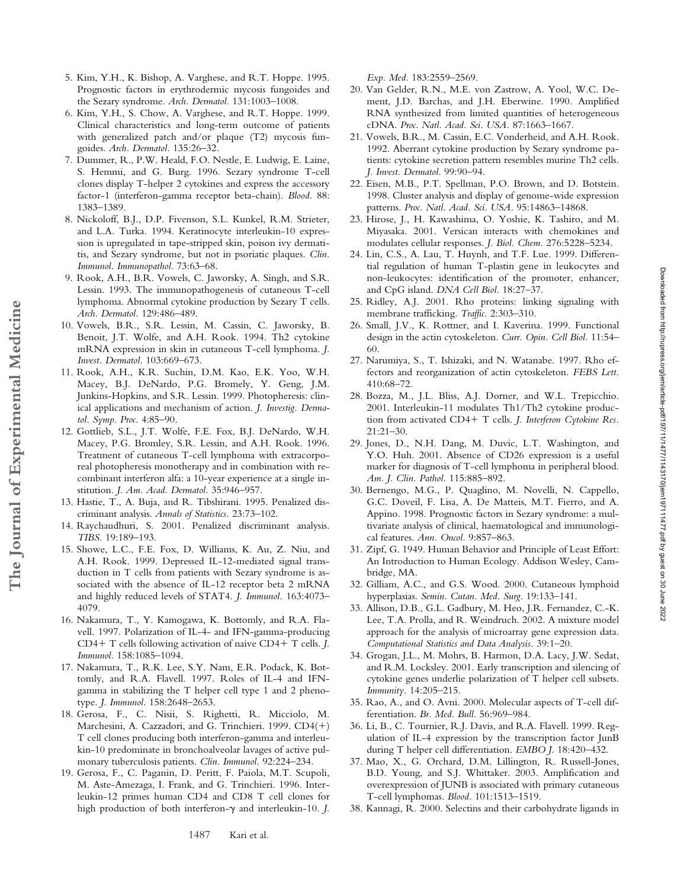5. Kim, Y.H., K. Bishop, A. Varghese, and R.T. Hoppe. 1995. Prognostic factors in erythrodermic mycosis fungoides and the Sezary syndrome. *Arch. Dermatol.* 131:1003–1008.
6. Kim, Y.H., S. Chow, A. Varghese, and R.T. Hoppe. 1999. Clinical characteristics and long-term outcome of patients with generalized patch and/or plaque (T2) mycosis fungoides. *Arch. Dermatol.* 135:26–32.
7. Dummer, R., P.W. Heald, F.O. Nestle, E. Ludwig, E. Laine, S. Hemmi, and G. Burg. 1996. Sezary syndrome T-cell clones display T-helper 2 cytokines and express the accessory factor-1 (interferon-gamma receptor beta-chain). *Blood.* 88: 1383–1389.
8. Nickoloff, B.J., D.P. Fivenson, S.L. Kunkel, R.M. Strieter, and L.A. Turka. 1994. Keratinocyte interleukin-10 expression is upregulated in tape-stripped skin, poison ivy dermatitis, and Sezary syndrome, but not in psoriatic plaques. *Clin. Immunol. Immunopathol.* 73:63–68.
9. Rook, A.H., B.R. Vowels, C. Jaworsky, A. Singh, and S.R. Lessin. 1993. The immunopathogenesis of cutaneous T-cell lymphoma. Abnormal cytokine production by Sezary T cells. *Arch. Dermatol.* 129:486–489.
10. Vowels, B.R., S.R. Lessin, M. Cassin, C. Jaworsky, B. Benoit, J.T. Wolfe, and A.H. Rook. 1994. Th2 cytokine mRNA expression in skin in cutaneous T-cell lymphoma. *J. Invest. Dermatol.* 103:669–673.
11. Rook, A.H., K.R. Suchin, D.M. Kao, E.K. Yoo, W.H. Macey, B.J. DeNardo, P.G. Bromely, Y. Geng, J.M. Junkins-Hopkins, and S.R. Lessin. 1999. Photopheresis: clinical applications and mechanism of action. *J. Investig. Dermatol. Symp. Proc.* 4:85–90.
12. Gottlieb, S.L., J.T. Wolfe, F.E. Fox, B.J. DeNardo, W.H. Macey, P.G. Bromley, S.R. Lessin, and A.H. Rook. 1996. Treatment of cutaneous T-cell lymphoma with extracorporeal photopheresis monotherapy and in combination with recombinant interferon alfa: a 10-year experience at a single institution. *J. Am. Acad. Dermatol.* 35:946–957.
13. Hastie, T., A. Buja, and R. Tibshirani. 1995. Penalized discriminant analysis. *Annals of Statistics.* 23:73–102.
14. Raychaudhuri, S. 2001. Penalized discriminant analysis. *TIBS.* 19:189–193.
15. Showe, L.C., F.E. Fox, D. Williams, K. Au, Z. Niu, and A.H. Rook. 1999. Depressed IL-12-mediated signal transduction in T cells from patients with Sezary syndrome is associated with the absence of IL-12 receptor beta 2 mRNA and highly reduced levels of STAT4. *J. Immunol.* 163:4073–4079.
16. Nakamura, T., Y. Kamogawa, K. Bottomly, and R.A. Flavell. 1997. Polarization of IL-4- and IFN-gamma-producing CD4+ T cells following activation of naive CD4+ T cells. *J. Immunol.* 158:1085–1094.
17. Nakamura, T., R.K. Lee, S.Y. Nam, E.R. Podack, K. Bottomly, and R.A. Flavell. 1997. Roles of IL-4 and IFN-gamma in stabilizing the T helper cell type 1 and 2 phenotype. *J. Immunol.* 158:2648–2653.
18. Gerosa, F., C. Nisii, S. Righetti, R. Micciolo, M. Marchesini, A. Cazzadori, and G. Trinchieri. 1999. CD4(+) T cell clones producing both interferon-gamma and interleukin-10 predominate in bronchoalveolar lavages of active pulmonary tuberculosis patients. *Clin. Immunol.* 92:224–234.
19. Gerosa, F., C. Paganin, D. Peritt, F. Paiola, M.T. Scupoli, M. Aste-Amezaga, I. Frank, and G. Trinchieri. 1996. Interleukin-12 primes human CD4 and CD8 T cell clones for high production of both interferon-γ and interleukin-10. *J. Exp. Med.* 183:2559–2569.
20. Van Gelder, R.N., M.E. von Zastrow, A. Yool, W.C. Dement, J.D. Barchas, and J.H. Eberwine. 1990. Amplified RNA synthesized from limited quantities of heterogeneous cDNA. *Proc. Natl. Acad. Sci. USA.* 87:1663–1667.
21. Vowels, B.R., M. Cassin, E.C. Vonderheid, and A.H. Rook. 1992. Aberrant cytokine production by Sezary syndrome patients: cytokine secretion pattern resembles murine Th2 cells. *J. Invest. Dermatol.* 99:90–94.
22. Eisen, M.B., P.T. Spellman, P.O. Brown, and D. Botstein. 1998. Cluster analysis and display of genome-wide expression patterns. *Proc. Natl. Acad. Sci. USA.* 95:14863–14868.
23. Hirose, J., H. Kawashima, O. Yoshie, K. Tashiro, and M. Miyasaka. 2001. Versican interacts with chemokines and modulates cellular responses. *J. Biol. Chem.* 276:5228–5234.
24. Lin, C.S., A. Lau, T. Huynh, and T.F. Lue. 1999. Differential regulation of human T-plastin gene in leukocytes and non-leukocytes: identification of the promoter, enhancer, and CpG island. *DNA Cell Biol.* 18:27–37.
25. Ridley, A.J. 2001. Rho proteins: linking signaling with membrane trafficking. *Traffic.* 2:303–310.
26. Small, J.V., K. Rottner, and I. Kaverina. 1999. Functional design in the actin cytoskeleton. *Curr. Opin. Cell Biol.* 11:54–60.
27. Narumiya, S., T. Ishizaki, and N. Watanabe. 1997. Rho effectors and reorganization of actin cytoskeleton. *FEBS Lett.* 410:68–72.
28. Bozza, M., J.L. Bliss, A.J. Dorner, and W.L. Trepicchio. 2001. Interleukin-11 modulates Th1/Th2 cytokine production from activated CD4+ T cells. *J. Interferon Cytokine Res.* 21:21–30.
29. Jones, D., N.H. Dang, M. Duvic, L.T. Washington, and Y.O. Huh. 2001. Absence of CD26 expression is a useful marker for diagnosis of T-cell lymphoma in peripheral blood. *Am. J. Clin. Pathol.* 115:885–892.
30. Bernengo, M.G., P. Quaglino, M. Novelli, N. Cappello, G.C. Doveil, F. Lisa, A. De Matteis, M.T. Fierro, and A. Appino. 1998. Prognostic factors in Sezary syndrome: a multivariate analysis of clinical, haematological and immunological features. *Ann. Oncol.* 9:857–863.
31. Zipf, G. 1949. Human Behavior and Principle of Least Effort: An Introduction to Human Ecology. Addison Wesley, Cambridge, MA.
32. Gilliam, A.C., and G.S. Wood. 2000. Cutaneous lymphoid hyperplasias. *Semin. Cutan. Med. Surg.* 19:133–141.
33. Allison, D.B., G.L. Gadbury, M. Heo, J.R. Fernandez, C.-K. Lee, T.A. Prolla, and R. Weindruch. 2002. A mixture model approach for the analysis of microarray gene expression data. *Computational Statistics and Data Analysis.* 39:1–20.
34. Grogan, J.L., M. Mohrs, B. Harmon, D.A. Lacy, J.W. Sedat, and R.M. Locksley. 2001. Early transcription and silencing of cytokine genes underlie polarization of T helper cell subsets. *Immunity.* 14:205–215.
35. Rao, A., and O. Avni. 2000. Molecular aspects of T-cell differentiation. *Br. Med. Bull.* 56:969–984.
36. Li, B., C. Tournier, R.J. Davis, and R.A. Flavell. 1999. Regulation of IL-4 expression by the transcription factor JunB during T helper cell differentiation. *EMBO J.* 18:420–432.
37. Mao, X., G. Orchard, D.M. Lillington, R. Russell-Jones, B.D. Young, and S.J. Whittaker. 2003. Amplification and overexpression of JUNB is associated with primary cutaneous T-cell lymphomas. *Blood.* 101:1513–1519.
38. Kannagi, R. 2000. Selectins and their carbohydrate ligands in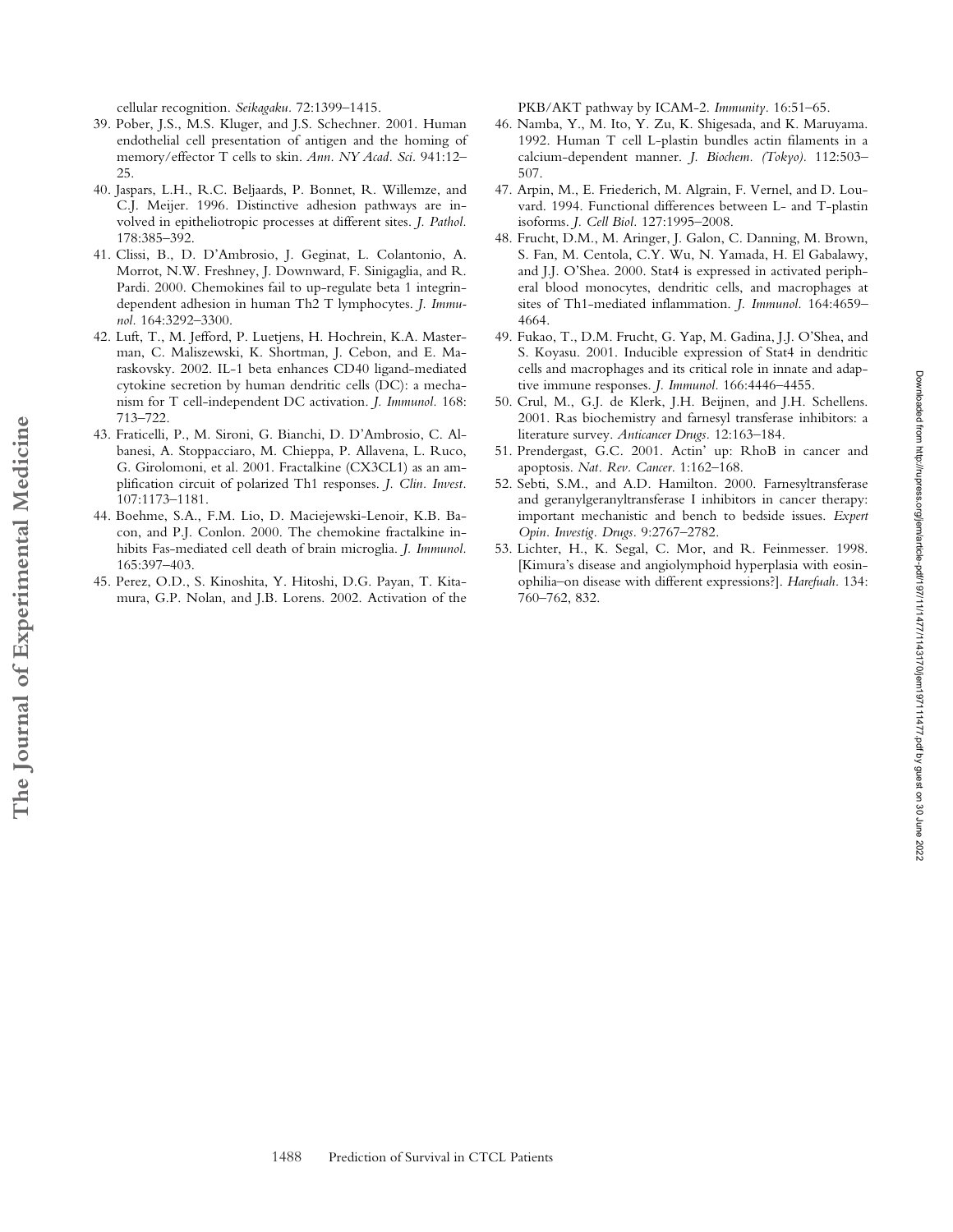cellular recognition. *Seikagaku.* 72:1399–1415.

39. Pober, J.S., M.S. Kluger, and J.S. Schechner. 2001. Human endothelial cell presentation of antigen and the homing of memory/effector T cells to skin. *Ann. NY Acad. Sci.* 941:12–25.
40. Jaspars, L.H., R.C. Beljaards, P. Bonnet, R. Willemze, and C.J. Meijer. 1996. Distinctive adhesion pathways are involved in epitheliotropic processes at different sites. *J. Pathol.* 178:385–392.
41. Clissi, B., D. D'Ambrosio, J. Geginat, L. Colantonio, A. Morrot, N.W. Freshney, J. Downward, F. Sinigaglia, and R. Pardi. 2000. Chemokines fail to up-regulate beta 1 integrin-dependent adhesion in human Th2 T lymphocytes. *J. Immunol.* 164:3292–3300.
42. Luft, T., M. Jefford, P. Luetjens, H. Hochrein, K.A. Masterman, C. Maliszewski, K. Shortman, J. Cebon, and E. Maraskovsky. 2002. IL-1 beta enhances CD40 ligand-mediated cytokine secretion by human dendritic cells (DC): a mechanism for T cell-independent DC activation. *J. Immunol.* 168: 713–722.
43. Fraticelli, P., M. Sironi, G. Bianchi, D. D'Ambrosio, C. Albanesi, A. Stoppacciaro, M. Chieppa, P. Allavena, L. Ruco, G. Girolomoni, et al. 2001. Fractalkine (CX3CL1) as an amplification circuit of polarized Th1 responses. *J. Clin. Invest.* 107:1173–1181.
44. Boehme, S.A., F.M. Lio, D. Maciejewski-Lenoir, K.B. Bacon, and P.J. Conlon. 2000. The chemokine fractalkine inhibits Fas-mediated cell death of brain microglia. *J. Immunol.* 165:397–403.
45. Perez, O.D., S. Kinoshita, Y. Hitoshi, D.G. Payan, T. Kitamura, G.P. Nolan, and J.B. Lorens. 2002. Activation of the PKB/AKT pathway by ICAM-2. *Immunity.* 16:51–65.
46. Namba, Y., M. Ito, Y. Zu, K. Shigesada, and K. Maruyama. 1992. Human T cell L-plastin bundles actin filaments in a calcium-dependent manner. *J. Biochem. (Tokyo).* 112:503–507.
47. Arpin, M., E. Friederich, M. Algrain, F. Vernel, and D. Louvard. 1994. Functional differences between L- and T-plastin isoforms. *J. Cell Biol.* 127:1995–2008.
48. Frucht, D.M., M. Aringer, J. Galon, C. Danning, M. Brown, S. Fan, M. Centola, C.Y. Wu, N. Yamada, H. El Gabalawy, and J.J. O'Shea. 2000. Stat4 is expressed in activated peripheral blood monocytes, dendritic cells, and macrophages at sites of Th1-mediated inflammation. *J. Immunol.* 164:4659–4664.
49. Fukao, T., D.M. Frucht, G. Yap, M. Gadina, J.J. O'Shea, and S. Koyasu. 2001. Inducible expression of Stat4 in dendritic cells and macrophages and its critical role in innate and adaptive immune responses. *J. Immunol.* 166:4446–4455.
50. Crul, M., G.J. de Klerk, J.H. Beijnen, and J.H. Schellens. 2001. Ras biochemistry and farnesyl transferase inhibitors: a literature survey. *Anticancer Drugs.* 12:163–184.
51. Prendergast, G.C. 2001. Actin' up: RhoB in cancer and apoptosis. *Nat. Rev. Cancer.* 1:162–168.
52. Sebti, S.M., and A.D. Hamilton. 2000. Farnesyltransferase and geranylgeranyltransferase I inhibitors in cancer therapy: important mechanistic and bench to bedside issues. *Expert Opin. Investig. Drugs.* 9:2767–2782.
53. Lichter, H., K. Segal, C. Mor, and R. Feinmesser. 1998. [Kimura's disease and angiolymphoid hyperplasia with eosinophilia–on disease with different expressions?]. *Harefuah.* 134: 760–762, 832.